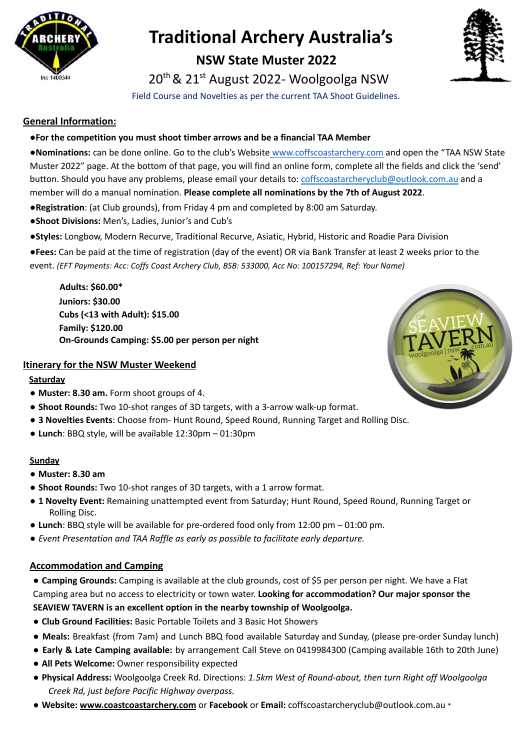# Traditional Archery Australia's

## NSW State Muster 2022

20th & 21st August 2022- Woolgoolga NSW

Field Course and Novelties as per the current TAA Shoot Guidelines.

## General Information:

- **For the competition you must shoot timber arrows and be a financial TAA Member**
- **Nominations:** can be done online. Go to the club's Website www.coffscoastarchery.com and open the "TAA NSW State Muster 2022" page. At the bottom of that page, you will find an online form, complete all the fields and click the 'send' button. Should you have any problems, please email your details to: coffscoastarcheryclub@outlook.com.au and a member will do a manual nomination. **Please complete all nominations by the 7th of August 2022**.
- **Registration**: (at Club grounds), from Friday 4 pm and completed by 8:00 am Saturday.
- **Shoot Divisions:** Men's, Ladies, Junior's and Cub's
- **Styles:** Longbow, Modern Recurve, Traditional Recurve, Asiatic, Hybrid, Historic and Roadie Para Division
- **Fees:** Can be paid at the time of registration (day of the event) OR via Bank Transfer at least 2 weeks prior to the event. *(EFT Payments: Acc: Coffs Coast Archery Club, BSB: 533000, Acc No: 100157294, Ref: Your Name)*

**Adults: $60.00***
**Juniors: $30.00**
**Cubs (<13 with Adult): $15.00**
**Family: $120.00**
**On-Grounds Camping: $5.00 per person per night**

## Itinerary for the NSW Muster Weekend

### Saturday

- **Muster: 8.30 am.** Form shoot groups of 4.
- **Shoot Rounds:** Two 10-shot ranges of 3D targets, with a 3-arrow walk-up format.
- **3 Novelties Events**: Choose from- Hunt Round, Speed Round, Running Target and Rolling Disc.
- **Lunch**: BBQ style, will be available 12:30pm – 01:30pm

### Sunday

- **Muster: 8.30 am**
- **Shoot Rounds:** Two 10-shot ranges of 3D targets, with a 1 arrow format.
- **1 Novelty Event:** Remaining unattempted event from Saturday; Hunt Round, Speed Round, Running Target or Rolling Disc.
- **Lunch**: BBQ style will be available for pre-ordered food only from 12:00 pm – 01:00 pm.
- *Event Presentation and TAA Raffle as early as possible to facilitate early departure.*

## Accommodation and Camping

- **Camping Grounds:** Camping is available at the club grounds, cost of $5 per person per night. We have a Flat Camping area but no access to electricity or town water. **Looking for accommodation? Our major sponsor the SEAVIEW TAVERN is an excellent option in the nearby township of Woolgoolga.**
- **Club Ground Facilities:** Basic Portable Toilets and 3 Basic Hot Showers
- **Meals:** Breakfast (from 7am) and Lunch BBQ food available Saturday and Sunday, (please pre-order Sunday lunch)
- **Early & Late Camping available:** by arrangement Call Steve on 0419984300 (Camping available 16th to 20th June)
- **All Pets Welcome:** Owner responsibility expected
- **Physical Address:** Woolgoolga Creek Rd. Directions: *1.5km West of Round-about, then turn Right off Woolgoolga Creek Rd, just before Pacific Highway overpass.*
- **Website: www.coastcoastarchery.com** or **Facebook** or **Email:** coffscoastarcheryclub@outlook.com.au *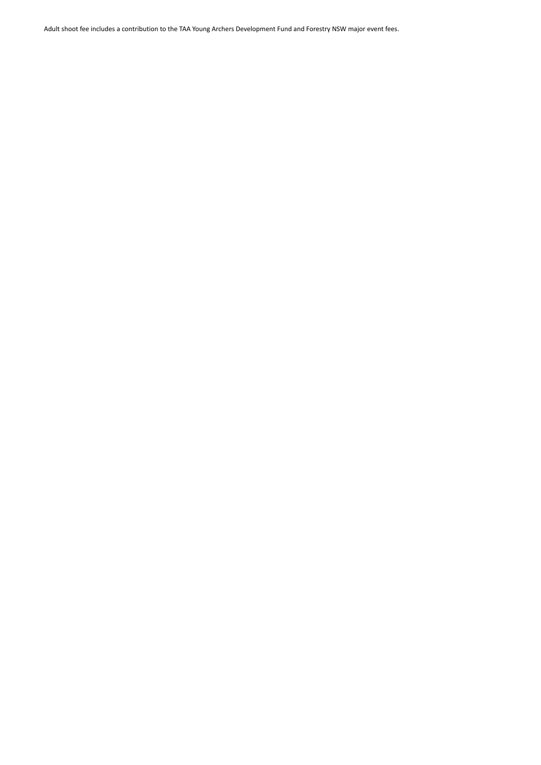Adult shoot fee includes a contribution to the TAA Young Archers Development Fund and Forestry NSW major event fees.